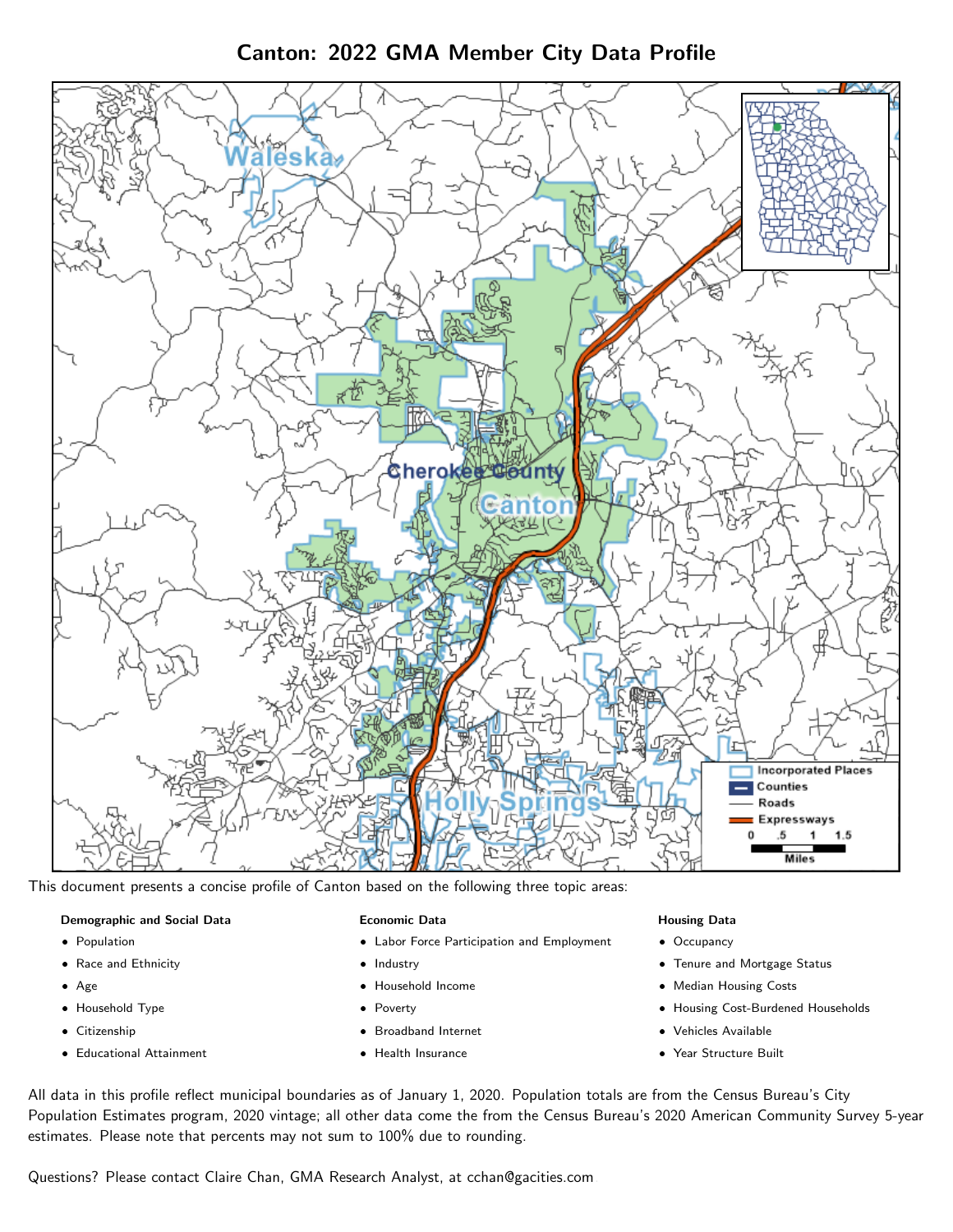# Canton: 2022 GMA Member City Data Profile

This document presents a concise profile of Canton based on the following three topic areas:

**Demographic and Social Data**

- Population
- Race and Ethnicity
- Age
- Household Type
- Citizenship
- Educational Attainment

**Economic Data**

- Labor Force Participation and Employment
- Industry
- Household Income
- Poverty
- Broadband Internet
- Health Insurance

**Housing Data**

- Occupancy
- Tenure and Mortgage Status
- Median Housing Costs
- Housing Cost-Burdened Households
- Vehicles Available
- Year Structure Built

All data in this profile reflect municipal boundaries as of January 1, 2020. Population totals are from the Census Bureau's City Population Estimates program, 2020 vintage; all other data come the from the Census Bureau's 2020 American Community Survey 5-year estimates. Please note that percents may not sum to 100% due to rounding.

Questions? Please contact Claire Chan, GMA Research Analyst, at cchan@gacities.com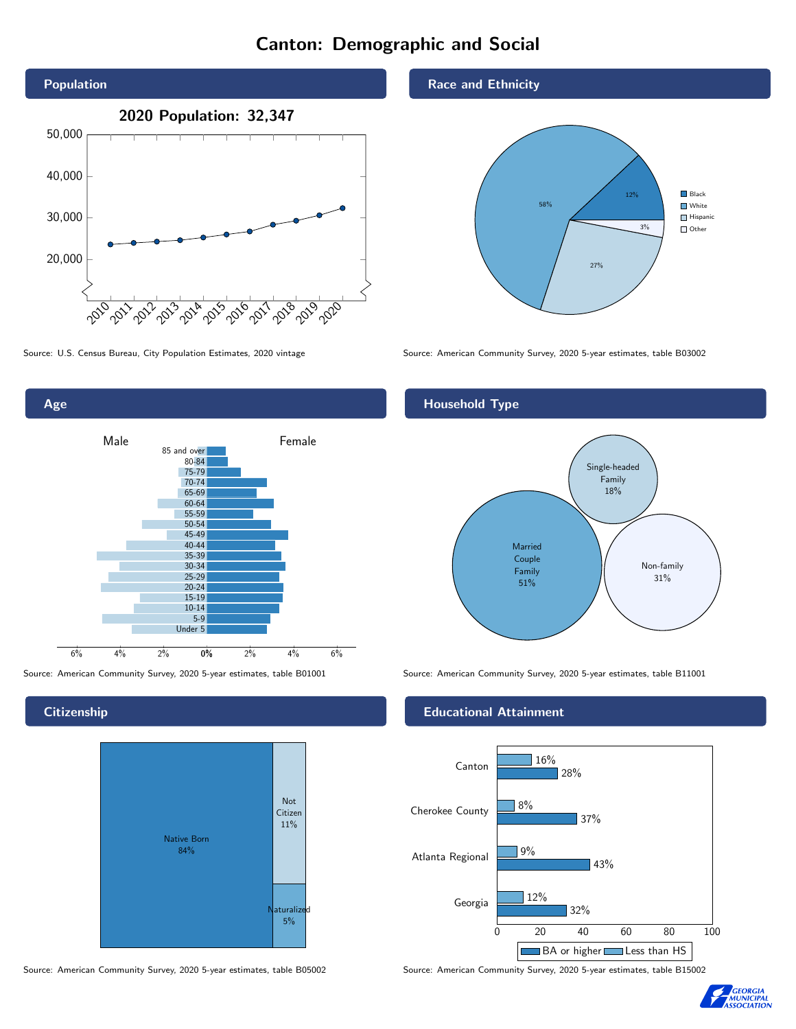# Canton: Demographic and Social

## Population

**2020 Population: 32,347**

Source: U.S. Census Bureau, City Population Estimates, 2020 vintage

## Race and Ethnicity

| Group | Percent |
|---|---|
| Black | 12% |
| White | 58% |
| Hispanic | 27% |
| Other | 3% |

Source: American Community Survey, 2020 5-year estimates, table B03002

## Age

Source: American Community Survey, 2020 5-year estimates, table B01001

## Household Type

| Type | Percent |
|---|---|
| Married Couple Family | 51% |
| Single-headed Family | 18% |
| Non-family | 31% |

Source: American Community Survey, 2020 5-year estimates, table B11001

## Citizenship

| Status | Percent |
|---|---|
| Native Born | 84% |
| Not Citizen | 11% |
| Naturalized | 5% |

Source: American Community Survey, 2020 5-year estimates, table B05002

## Educational Attainment

| Area | Less than HS | BA or higher |
|---|---|---|
| Canton | 16% | 28% |
| Cherokee County | 8% | 37% |
| Atlanta Regional | 9% | 43% |
| Georgia | 12% | 32% |

Source: American Community Survey, 2020 5-year estimates, table B15002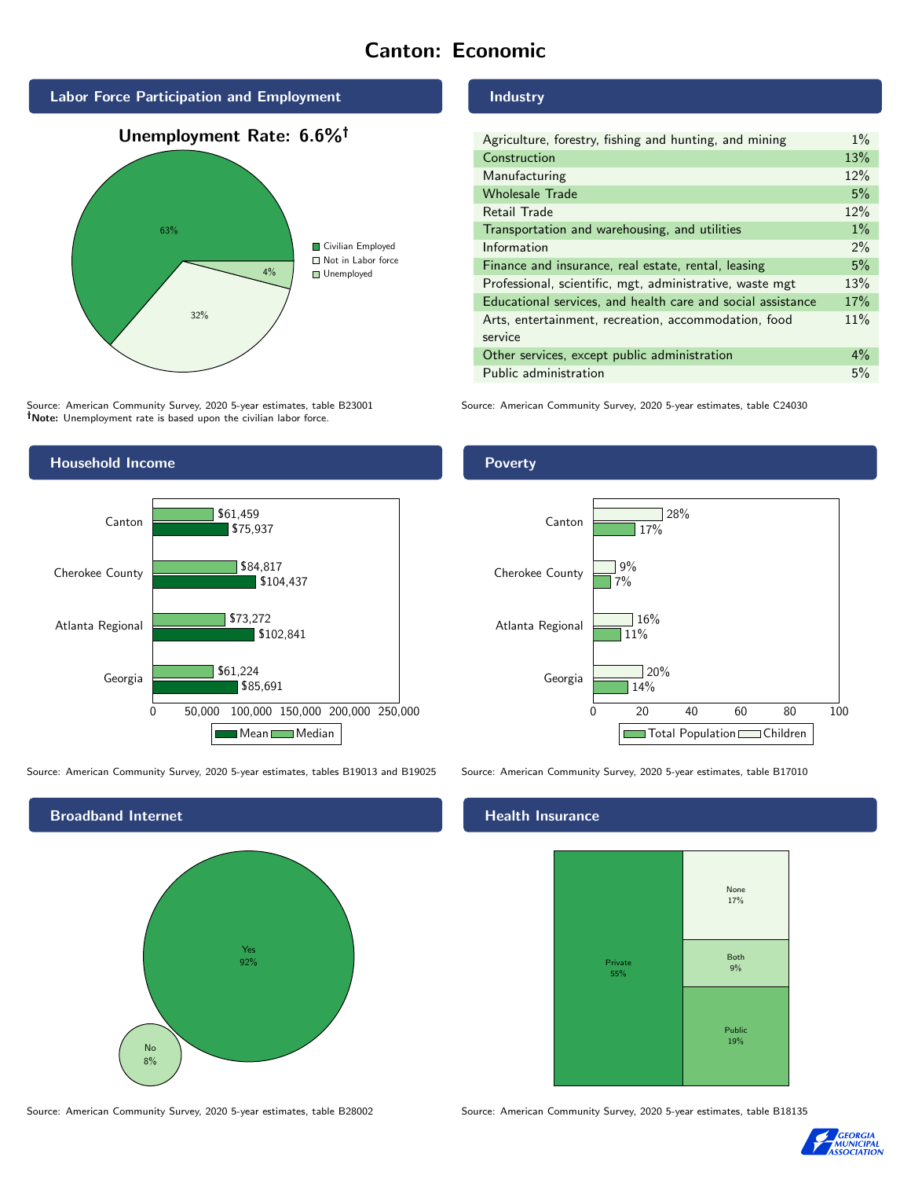# Canton: Economic

## Labor Force Participation and Employment

**Unemployment Rate: 6.6%†**

| Category | Percent |
|---|---|
| Civilian Employed | 63% |
| Not in Labor force | 32% |
| Unemployed | 4% |

Source: American Community Survey, 2020 5-year estimates, table B23001
**†Note:** Unemployment rate is based upon the civilian labor force.

## Industry

| Industry | Percent |
|---|---|
| Agriculture, forestry, fishing and hunting, and mining | 1% |
| Construction | 13% |
| Manufacturing | 12% |
| Wholesale Trade | 5% |
| Retail Trade | 12% |
| Transportation and warehousing, and utilities | 1% |
| Information | 2% |
| Finance and insurance, real estate, rental, leasing | 5% |
| Professional, scientific, mgt, administrative, waste mgt | 13% |
| Educational services, and health care and social assistance | 17% |
| Arts, entertainment, recreation, accommodation, food service | 11% |
| Other services, except public administration | 4% |
| Public administration | 5% |

Source: American Community Survey, 2020 5-year estimates, table C24030

## Household Income

| Area | Median | Mean |
|---|---|---|
| Canton | $61,459 | $75,937 |
| Cherokee County | $84,817 | $104,437 |
| Atlanta Regional | $73,272 | $102,841 |
| Georgia | $61,224 | $85,691 |

Source: American Community Survey, 2020 5-year estimates, tables B19013 and B19025

## Poverty

| Area | Children | Total Population |
|---|---|---|
| Canton | 28% | 17% |
| Cherokee County | 9% | 7% |
| Atlanta Regional | 16% | 11% |
| Georgia | 20% | 14% |

Source: American Community Survey, 2020 5-year estimates, table B17010

## Broadband Internet

| Response | Percent |
|---|---|
| Yes | 92% |
| No | 8% |

Source: American Community Survey, 2020 5-year estimates, table B28002

## Health Insurance

| Type | Percent |
|---|---|
| Private | 55% |
| None | 17% |
| Both | 9% |
| Public | 19% |

Source: American Community Survey, 2020 5-year estimates, table B18135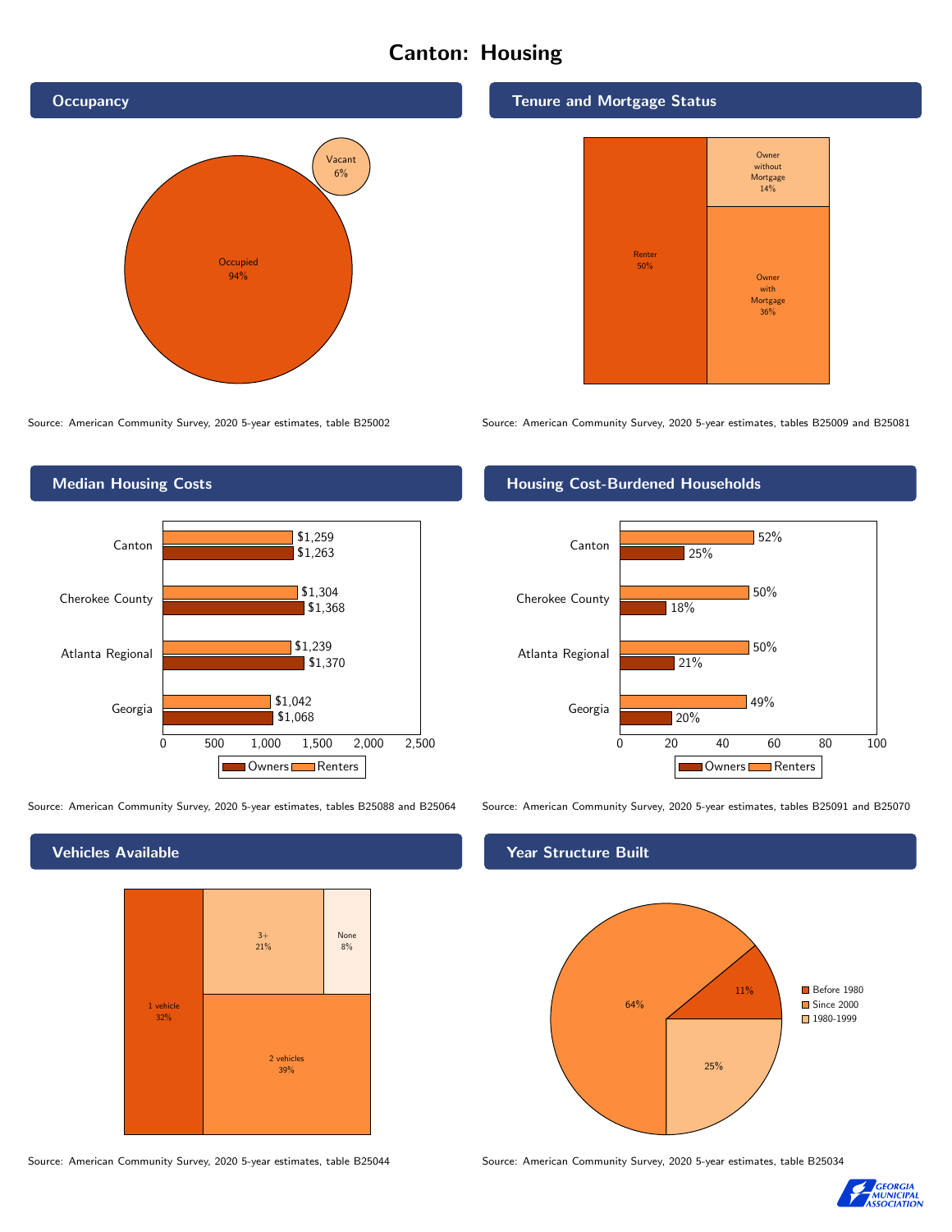# Canton: Housing

## Occupancy

Vacant
6%

Occupied
94%

Source: American Community Survey, 2020 5-year estimates, table B25002

## Tenure and Mortgage Status

Renter
50%

Owner without Mortgage
14%

Owner with Mortgage
36%

Source: American Community Survey, 2020 5-year estimates, tables B25009 and B25081

## Median Housing Costs

Canton
$1,259
$1,263

Cherokee County
$1,304
$1,368

Atlanta Regional
$1,239
$1,370

Georgia
$1,042
$1,068

0 500 1,000 1,500 2,000 2,500

Owners Renters

Source: American Community Survey, 2020 5-year estimates, tables B25088 and B25064

## Housing Cost-Burdened Households

Canton
52%
25%

Cherokee County
50%
18%

Atlanta Regional
50%
21%

Georgia
49%
20%

0 20 40 60 80 100

Owners Renters

Source: American Community Survey, 2020 5-year estimates, tables B25091 and B25070

## Vehicles Available

1 vehicle
32%

3+
21%

None
8%

2 vehicles
39%

Source: American Community Survey, 2020 5-year estimates, table B25044

## Year Structure Built

11%

25%

64%

Before 1980
Since 2000
1980-1999

Source: American Community Survey, 2020 5-year estimates, table B25034